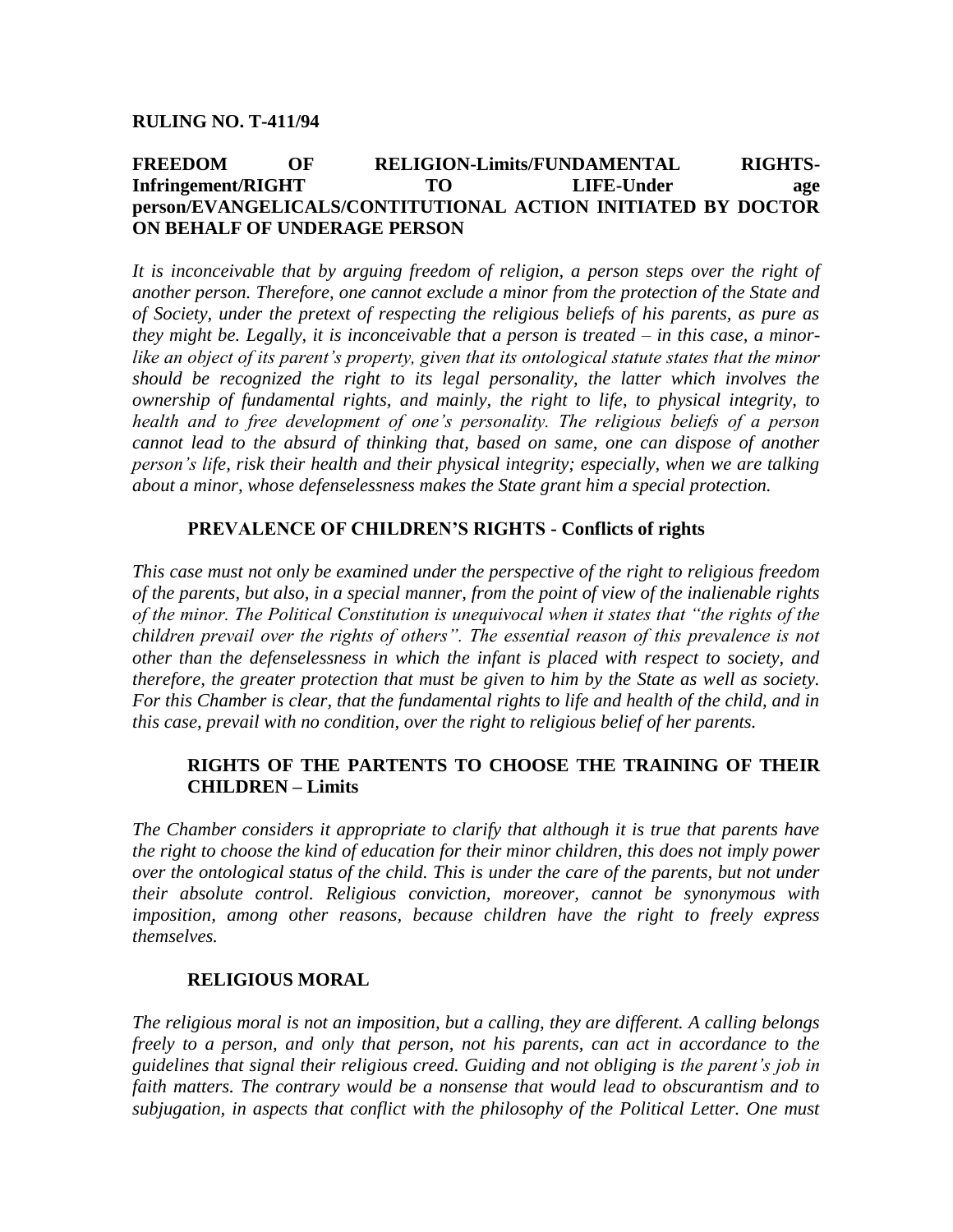**RULING NO. T-411/94**

**FREEDOM OF RELIGION-Limits/FUNDAMENTAL RIGHTS-Infringement/RIGHT TO LIFE-Under age person/EVANGELICALS/CONTITUTIONAL ACTION INITIATED BY DOCTOR ON BEHALF OF UNDERAGE PERSON**

*It is inconceivable that by arguing freedom of religion, a person steps over the right of another person. Therefore, one cannot exclude a minor from the protection of the State and of Society, under the pretext of respecting the religious beliefs of his parents, as pure as they might be. Legally, it is inconceivable that a person is treated – in this case, a minor-like an object of its parent's property, given that its ontological statute states that the minor should be recognized the right to its legal personality, the latter which involves the ownership of fundamental rights, and mainly, the right to life, to physical integrity, to health and to free development of one's personality. The religious beliefs of a person cannot lead to the absurd of thinking that, based on same, one can dispose of another person's life, risk their health and their physical integrity; especially, when we are talking about a minor, whose defenselessness makes the State grant him a special protection.*

**PREVALENCE OF CHILDREN'S RIGHTS - Conflicts of rights**

*This case must not only be examined under the perspective of the right to religious freedom of the parents, but also, in a special manner, from the point of view of the inalienable rights of the minor. The Political Constitution is unequivocal when it states that "the rights of the children prevail over the rights of others". The essential reason of this prevalence is not other than the defenselessness in which the infant is placed with respect to society, and therefore, the greater protection that must be given to him by the State as well as society. For this Chamber is clear, that the fundamental rights to life and health of the child, and in this case, prevail with no condition, over the right to religious belief of her parents.*

**RIGHTS OF THE PARTENTS TO CHOOSE THE TRAINING OF THEIR CHILDREN – Limits**

*The Chamber considers it appropriate to clarify that although it is true that parents have the right to choose the kind of education for their minor children, this does not imply power over the ontological status of the child. This is under the care of the parents, but not under their absolute control. Religious conviction, moreover, cannot be synonymous with imposition, among other reasons, because children have the right to freely express themselves.*

**RELIGIOUS MORAL**

*The religious moral is not an imposition, but a calling, they are different. A calling belongs freely to a person, and only that person, not his parents, can act in accordance to the guidelines that signal their religious creed. Guiding and not obliging is the parent's job in faith matters. The contrary would be a nonsense that would lead to obscurantism and to subjugation, in aspects that conflict with the philosophy of the Political Letter. One must*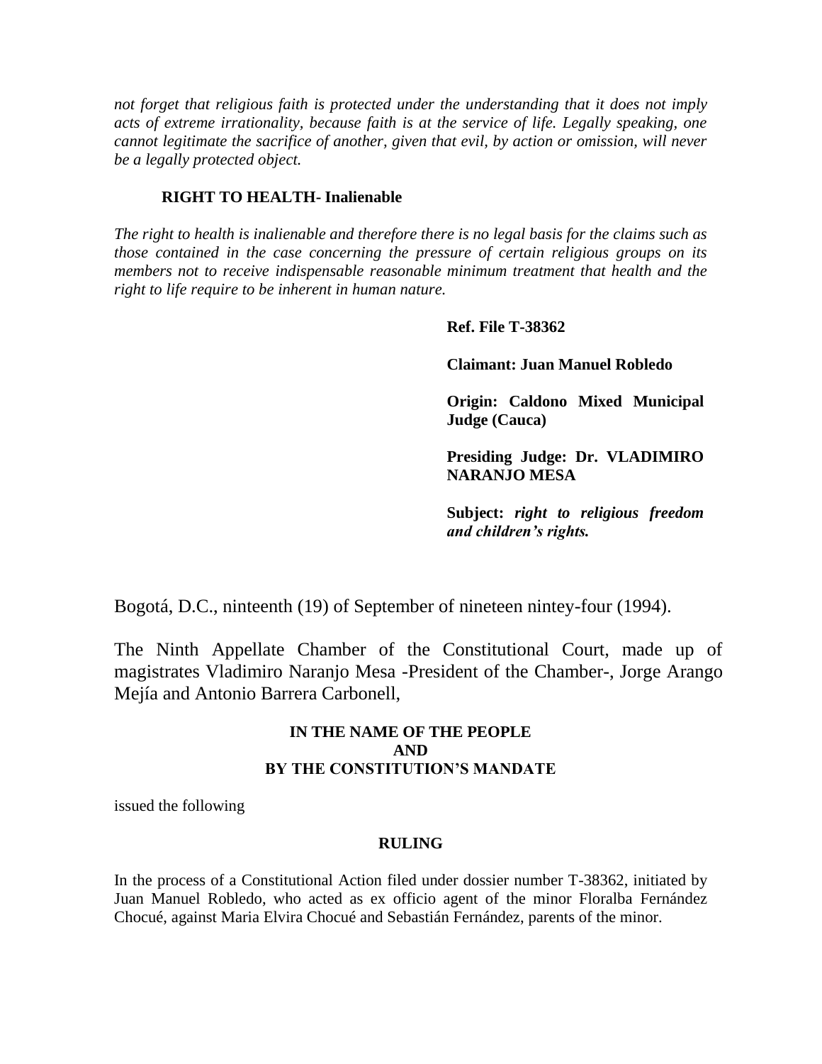*not forget that religious faith is protected under the understanding that it does not imply acts of extreme irrationality, because faith is at the service of life. Legally speaking, one cannot legitimate the sacrifice of another, given that evil, by action or omission, will never be a legally protected object.*

**RIGHT TO HEALTH- Inalienable**

*The right to health is inalienable and therefore there is no legal basis for the claims such as those contained in the case concerning the pressure of certain religious groups on its members not to receive indispensable reasonable minimum treatment that health and the right to life require to be inherent in human nature.*

**Ref. File T-38362**

**Claimant: Juan Manuel Robledo**

**Origin: Caldono Mixed Municipal Judge (Cauca)**

**Presiding Judge: Dr. VLADIMIRO NARANJO MESA**

**Subject:** ***right to religious freedom and children's rights.***

Bogotá, D.C., ninteenth (19) of September of nineteen nintey-four (1994).

The Ninth Appellate Chamber of the Constitutional Court, made up of magistrates Vladimiro Naranjo Mesa -President of the Chamber-, Jorge Arango Mejía and Antonio Barrera Carbonell,

**IN THE NAME OF THE PEOPLE**
**AND**
**BY THE CONSTITUTION'S MANDATE**

issued the following

**RULING**

In the process of a Constitutional Action filed under dossier number T-38362, initiated by Juan Manuel Robledo, who acted as ex officio agent of the minor Floralba Fernández Chocué, against Maria Elvira Chocué and Sebastián Fernández, parents of the minor.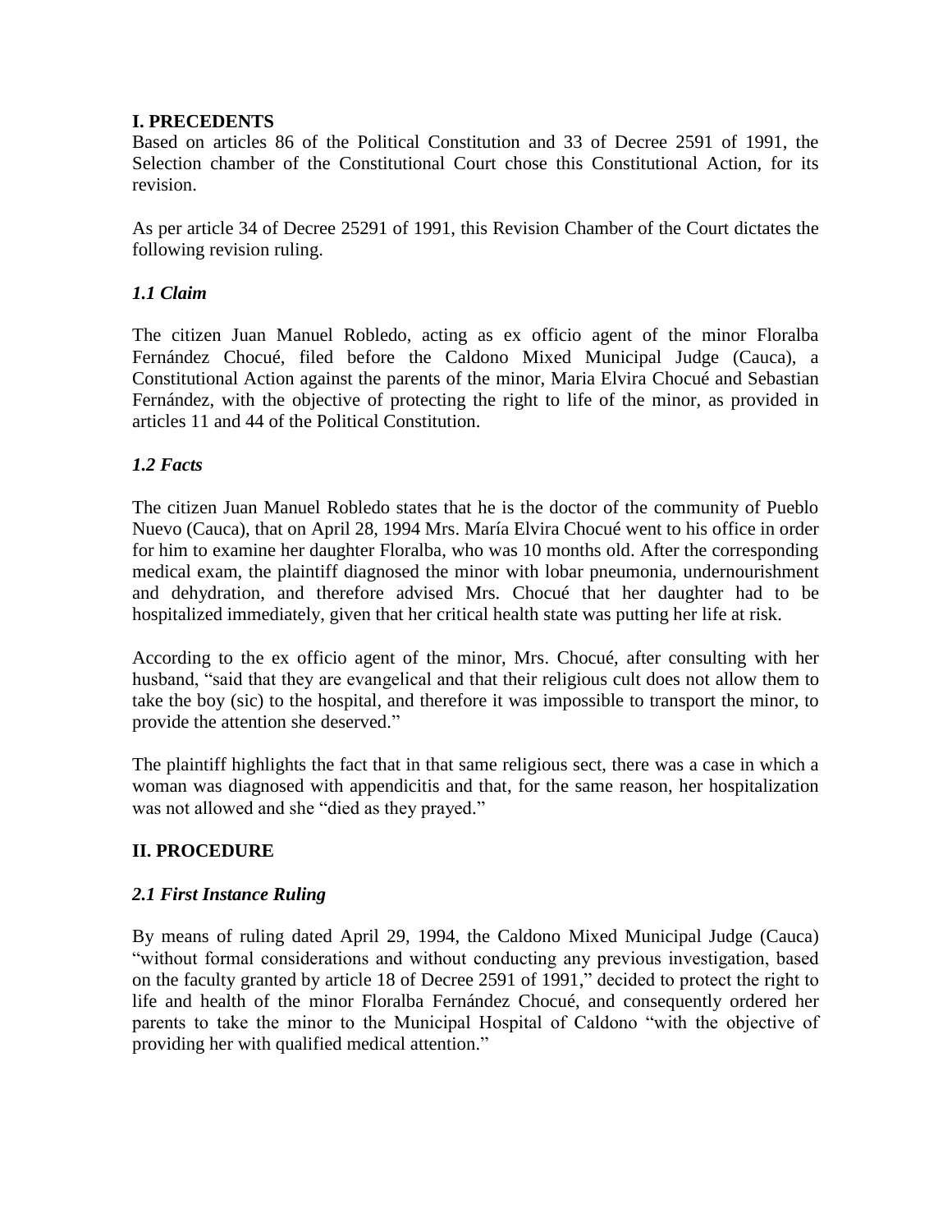## I. PRECEDENTS

Based on articles 86 of the Political Constitution and 33 of Decree 2591 of 1991, the Selection chamber of the Constitutional Court chose this Constitutional Action, for its revision.

As per article 34 of Decree 25291 of 1991, this Revision Chamber of the Court dictates the following revision ruling.

### *1.1 Claim*

The citizen Juan Manuel Robledo, acting as ex officio agent of the minor Floralba Fernández Chocué, filed before the Caldono Mixed Municipal Judge (Cauca), a Constitutional Action against the parents of the minor, Maria Elvira Chocué and Sebastian Fernández, with the objective of protecting the right to life of the minor, as provided in articles 11 and 44 of the Political Constitution.

### *1.2 Facts*

The citizen Juan Manuel Robledo states that he is the doctor of the community of Pueblo Nuevo (Cauca), that on April 28, 1994 Mrs. María Elvira Chocué went to his office in order for him to examine her daughter Floralba, who was 10 months old. After the corresponding medical exam, the plaintiff diagnosed the minor with lobar pneumonia, undernourishment and dehydration, and therefore advised Mrs. Chocué that her daughter had to be hospitalized immediately, given that her critical health state was putting her life at risk.

According to the ex officio agent of the minor, Mrs. Chocué, after consulting with her husband, "said that they are evangelical and that their religious cult does not allow them to take the boy (sic) to the hospital, and therefore it was impossible to transport the minor, to provide the attention she deserved."

The plaintiff highlights the fact that in that same religious sect, there was a case in which a woman was diagnosed with appendicitis and that, for the same reason, her hospitalization was not allowed and she "died as they prayed."

## II. PROCEDURE

### *2.1 First Instance Ruling*

By means of ruling dated April 29, 1994, the Caldono Mixed Municipal Judge (Cauca) "without formal considerations and without conducting any previous investigation, based on the faculty granted by article 18 of Decree 2591 of 1991," decided to protect the right to life and health of the minor Floralba Fernández Chocué, and consequently ordered her parents to take the minor to the Municipal Hospital of Caldono "with the objective of providing her with qualified medical attention."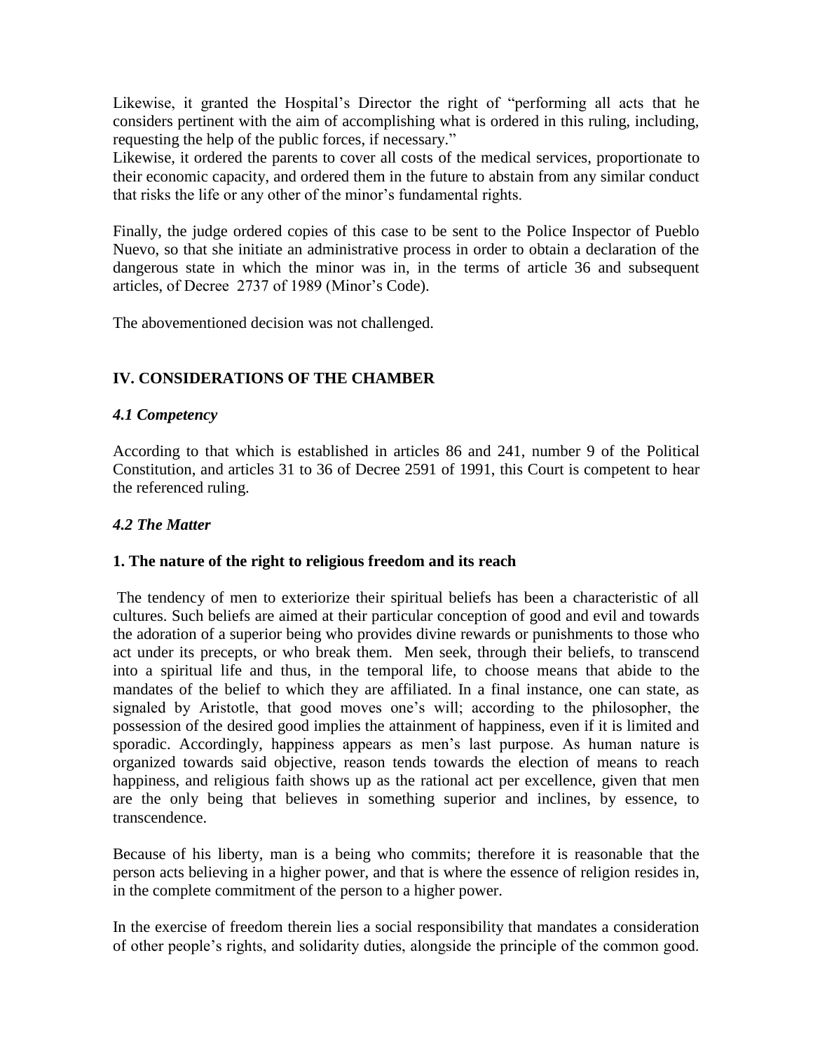Likewise, it granted the Hospital's Director the right of "performing all acts that he considers pertinent with the aim of accomplishing what is ordered in this ruling, including, requesting the help of the public forces, if necessary."

Likewise, it ordered the parents to cover all costs of the medical services, proportionate to their economic capacity, and ordered them in the future to abstain from any similar conduct that risks the life or any other of the minor's fundamental rights.

Finally, the judge ordered copies of this case to be sent to the Police Inspector of Pueblo Nuevo, so that she initiate an administrative process in order to obtain a declaration of the dangerous state in which the minor was in, in the terms of article 36 and subsequent articles, of Decree 2737 of 1989 (Minor's Code).

The abovementioned decision was not challenged.

## IV. CONSIDERATIONS OF THE CHAMBER

### *4.1 Competency*

According to that which is established in articles 86 and 241, number 9 of the Political Constitution, and articles 31 to 36 of Decree 2591 of 1991, this Court is competent to hear the referenced ruling.

### *4.2 The Matter*

#### 1. The nature of the right to religious freedom and its reach

The tendency of men to exteriorize their spiritual beliefs has been a characteristic of all cultures. Such beliefs are aimed at their particular conception of good and evil and towards the adoration of a superior being who provides divine rewards or punishments to those who act under its precepts, or who break them. Men seek, through their beliefs, to transcend into a spiritual life and thus, in the temporal life, to choose means that abide to the mandates of the belief to which they are affiliated. In a final instance, one can state, as signaled by Aristotle, that good moves one's will; according to the philosopher, the possession of the desired good implies the attainment of happiness, even if it is limited and sporadic. Accordingly, happiness appears as men's last purpose. As human nature is organized towards said objective, reason tends towards the election of means to reach happiness, and religious faith shows up as the rational act per excellence, given that men are the only being that believes in something superior and inclines, by essence, to transcendence.

Because of his liberty, man is a being who commits; therefore it is reasonable that the person acts believing in a higher power, and that is where the essence of religion resides in, in the complete commitment of the person to a higher power.

In the exercise of freedom therein lies a social responsibility that mandates a consideration of other people's rights, and solidarity duties, alongside the principle of the common good.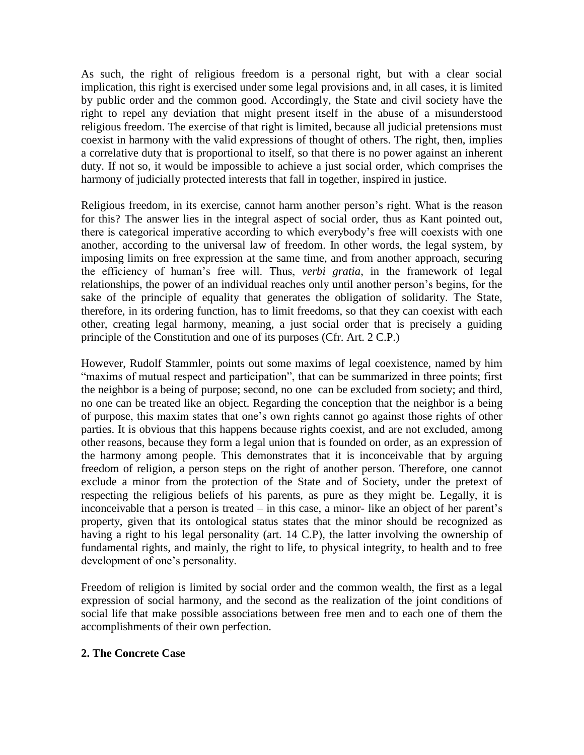As such, the right of religious freedom is a personal right, but with a clear social implication, this right is exercised under some legal provisions and, in all cases, it is limited by public order and the common good. Accordingly, the State and civil society have the right to repel any deviation that might present itself in the abuse of a misunderstood religious freedom. The exercise of that right is limited, because all judicial pretensions must coexist in harmony with the valid expressions of thought of others. The right, then, implies a correlative duty that is proportional to itself, so that there is no power against an inherent duty. If not so, it would be impossible to achieve a just social order, which comprises the harmony of judicially protected interests that fall in together, inspired in justice.

Religious freedom, in its exercise, cannot harm another person's right. What is the reason for this? The answer lies in the integral aspect of social order, thus as Kant pointed out, there is categorical imperative according to which everybody's free will coexists with one another, according to the universal law of freedom. In other words, the legal system, by imposing limits on free expression at the same time, and from another approach, securing the efficiency of human's free will. Thus, *verbi gratia*, in the framework of legal relationships, the power of an individual reaches only until another person's begins, for the sake of the principle of equality that generates the obligation of solidarity. The State, therefore, in its ordering function, has to limit freedoms, so that they can coexist with each other, creating legal harmony, meaning, a just social order that is precisely a guiding principle of the Constitution and one of its purposes (Cfr. Art. 2 C.P.)

However, Rudolf Stammler, points out some maxims of legal coexistence, named by him "maxims of mutual respect and participation", that can be summarized in three points; first the neighbor is a being of purpose; second, no one can be excluded from society; and third, no one can be treated like an object. Regarding the conception that the neighbor is a being of purpose, this maxim states that one's own rights cannot go against those rights of other parties. It is obvious that this happens because rights coexist, and are not excluded, among other reasons, because they form a legal union that is founded on order, as an expression of the harmony among people. This demonstrates that it is inconceivable that by arguing freedom of religion, a person steps on the right of another person. Therefore, one cannot exclude a minor from the protection of the State and of Society, under the pretext of respecting the religious beliefs of his parents, as pure as they might be. Legally, it is inconceivable that a person is treated – in this case, a minor- like an object of her parent's property, given that its ontological status states that the minor should be recognized as having a right to his legal personality (art. 14 C.P), the latter involving the ownership of fundamental rights, and mainly, the right to life, to physical integrity, to health and to free development of one's personality.

Freedom of religion is limited by social order and the common wealth, the first as a legal expression of social harmony, and the second as the realization of the joint conditions of social life that make possible associations between free men and to each one of them the accomplishments of their own perfection.

## 2. The Concrete Case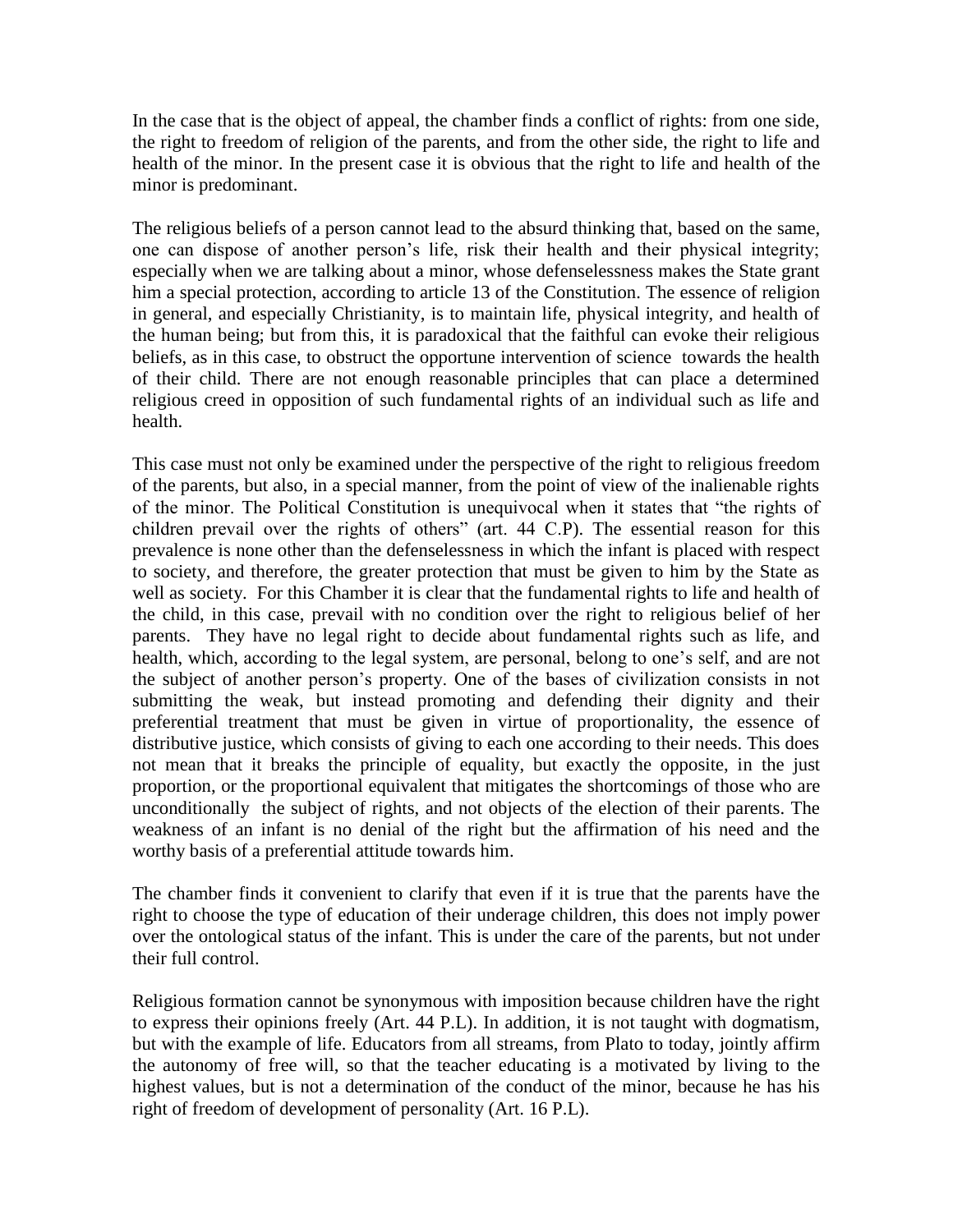In the case that is the object of appeal, the chamber finds a conflict of rights: from one side, the right to freedom of religion of the parents, and from the other side, the right to life and health of the minor. In the present case it is obvious that the right to life and health of the minor is predominant.

The religious beliefs of a person cannot lead to the absurd thinking that, based on the same, one can dispose of another person's life, risk their health and their physical integrity; especially when we are talking about a minor, whose defenselessness makes the State grant him a special protection, according to article 13 of the Constitution. The essence of religion in general, and especially Christianity, is to maintain life, physical integrity, and health of the human being; but from this, it is paradoxical that the faithful can evoke their religious beliefs, as in this case, to obstruct the opportune intervention of science towards the health of their child. There are not enough reasonable principles that can place a determined religious creed in opposition of such fundamental rights of an individual such as life and health.

This case must not only be examined under the perspective of the right to religious freedom of the parents, but also, in a special manner, from the point of view of the inalienable rights of the minor. The Political Constitution is unequivocal when it states that "the rights of children prevail over the rights of others" (art. 44 C.P). The essential reason for this prevalence is none other than the defenselessness in which the infant is placed with respect to society, and therefore, the greater protection that must be given to him by the State as well as society. For this Chamber it is clear that the fundamental rights to life and health of the child, in this case, prevail with no condition over the right to religious belief of her parents. They have no legal right to decide about fundamental rights such as life, and health, which, according to the legal system, are personal, belong to one's self, and are not the subject of another person's property. One of the bases of civilization consists in not submitting the weak, but instead promoting and defending their dignity and their preferential treatment that must be given in virtue of proportionality, the essence of distributive justice, which consists of giving to each one according to their needs. This does not mean that it breaks the principle of equality, but exactly the opposite, in the just proportion, or the proportional equivalent that mitigates the shortcomings of those who are unconditionally the subject of rights, and not objects of the election of their parents. The weakness of an infant is no denial of the right but the affirmation of his need and the worthy basis of a preferential attitude towards him.

The chamber finds it convenient to clarify that even if it is true that the parents have the right to choose the type of education of their underage children, this does not imply power over the ontological status of the infant. This is under the care of the parents, but not under their full control.

Religious formation cannot be synonymous with imposition because children have the right to express their opinions freely (Art. 44 P.L). In addition, it is not taught with dogmatism, but with the example of life. Educators from all streams, from Plato to today, jointly affirm the autonomy of free will, so that the teacher educating is a motivated by living to the highest values, but is not a determination of the conduct of the minor, because he has his right of freedom of development of personality (Art. 16 P.L).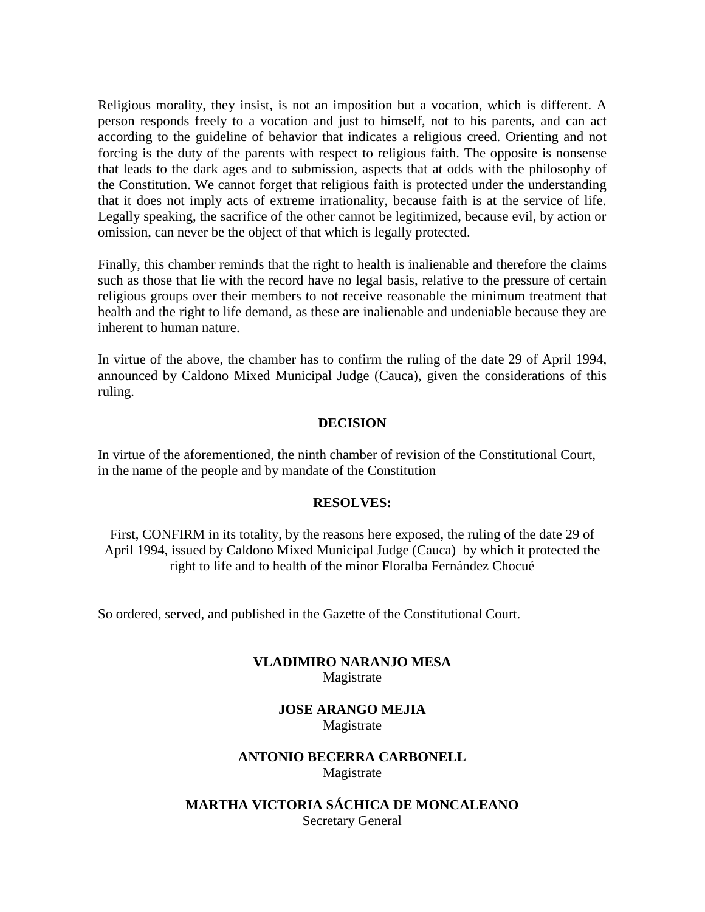Religious morality, they insist, is not an imposition but a vocation, which is different. A person responds freely to a vocation and just to himself, not to his parents, and can act according to the guideline of behavior that indicates a religious creed. Orienting and not forcing is the duty of the parents with respect to religious faith. The opposite is nonsense that leads to the dark ages and to submission, aspects that at odds with the philosophy of the Constitution. We cannot forget that religious faith is protected under the understanding that it does not imply acts of extreme irrationality, because faith is at the service of life. Legally speaking, the sacrifice of the other cannot be legitimized, because evil, by action or omission, can never be the object of that which is legally protected.

Finally, this chamber reminds that the right to health is inalienable and therefore the claims such as those that lie with the record have no legal basis, relative to the pressure of certain religious groups over their members to not receive reasonable the minimum treatment that health and the right to life demand, as these are inalienable and undeniable because they are inherent to human nature.

In virtue of the above, the chamber has to confirm the ruling of the date 29 of April 1994, announced by Caldono Mixed Municipal Judge (Cauca), given the considerations of this ruling.

**DECISION**

In virtue of the aforementioned, the ninth chamber of revision of the Constitutional Court, in the name of the people and by mandate of the Constitution

**RESOLVES:**

First, CONFIRM in its totality, by the reasons here exposed, the ruling of the date 29 of April 1994, issued by Caldono Mixed Municipal Judge (Cauca) by which it protected the right to life and to health of the minor Floralba Fernández Chocué

So ordered, served, and published in the Gazette of the Constitutional Court.

**VLADIMIRO NARANJO MESA**
Magistrate

**JOSE ARANGO MEJIA**
Magistrate

**ANTONIO BECERRA CARBONELL**
Magistrate

**MARTHA VICTORIA SÁCHICA DE MONCALEANO**
Secretary General